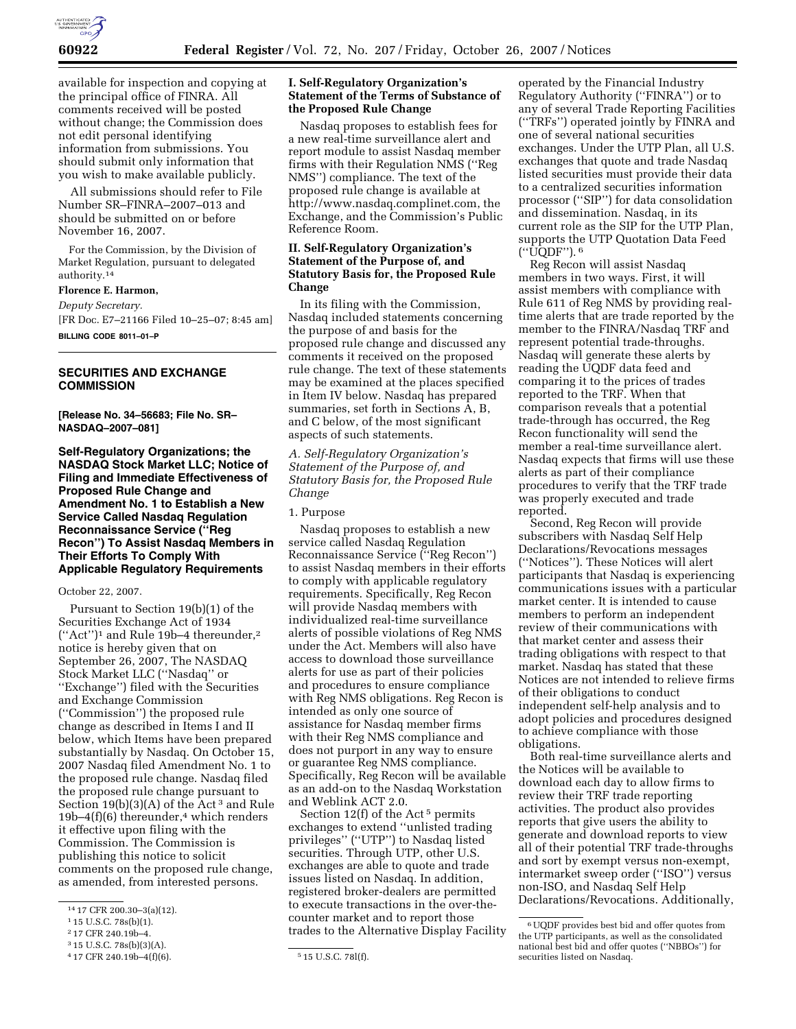available for inspection and copying at the principal office of FINRA. All comments received will be posted without change; the Commission does not edit personal identifying information from submissions. You should submit only information that you wish to make available publicly.

All submissions should refer to File Number SR–FINRA–2007–013 and should be submitted on or before November 16, 2007.

For the Commission, by the Division of Market Regulation, pursuant to delegated authority.[14]

**Florence E. Harmon,**

*Deputy Secretary.*

[FR Doc. E7–21166 Filed 10–25–07; 8:45 am]

**BILLING CODE 8011–01–P**

---

## SECURITIES AND EXCHANGE COMMISSION

**[Release No. 34–56683; File No. SR–NASDAQ–2007–081]**

### Self-Regulatory Organizations; the NASDAQ Stock Market LLC; Notice of Filing and Immediate Effectiveness of Proposed Rule Change and Amendment No. 1 to Establish a New Service Called Nasdaq Regulation Reconnaissance Service (''Reg Recon'') To Assist Nasdaq Members in Their Efforts To Comply With Applicable Regulatory Requirements

October 22, 2007.

Pursuant to Section 19(b)(1) of the Securities Exchange Act of 1934 (''Act'')[1] and Rule 19b–4 thereunder,[2] notice is hereby given that on September 26, 2007, The NASDAQ Stock Market LLC (''Nasdaq'' or ''Exchange'') filed with the Securities and Exchange Commission (''Commission'') the proposed rule change as described in Items I and II below, which Items have been prepared substantially by Nasdaq. On October 15, 2007 Nasdaq filed Amendment No. 1 to the proposed rule change. Nasdaq filed the proposed rule change pursuant to Section 19(b)(3)(A) of the Act[3] and Rule 19b–4(f)(6) thereunder,[4] which renders it effective upon filing with the Commission. The Commission is publishing this notice to solicit comments on the proposed rule change, as amended, from interested persons.

#### I. Self-Regulatory Organization's Statement of the Terms of Substance of the Proposed Rule Change

Nasdaq proposes to establish fees for a new real-time surveillance alert and report module to assist Nasdaq member firms with their Regulation NMS (''Reg NMS'') compliance. The text of the proposed rule change is available at http://www.nasdaq.complinet.com, the Exchange, and the Commission's Public Reference Room.

#### II. Self-Regulatory Organization's Statement of the Purpose of, and Statutory Basis for, the Proposed Rule Change

In its filing with the Commission, Nasdaq included statements concerning the purpose of and basis for the proposed rule change and discussed any comments it received on the proposed rule change. The text of these statements may be examined at the places specified in Item IV below. Nasdaq has prepared summaries, set forth in Sections A, B, and C below, of the most significant aspects of such statements.

*A. Self-Regulatory Organization's Statement of the Purpose of, and Statutory Basis for, the Proposed Rule Change*

1. Purpose

Nasdaq proposes to establish a new service called Nasdaq Regulation Reconnaissance Service (''Reg Recon'') to assist Nasdaq members in their efforts to comply with applicable regulatory requirements. Specifically, Reg Recon will provide Nasdaq members with individualized real-time surveillance alerts of possible violations of Reg NMS under the Act. Members will also have access to download those surveillance alerts for use as part of their policies and procedures to ensure compliance with Reg NMS obligations. Reg Recon is intended as only one source of assistance for Nasdaq member firms with their Reg NMS compliance and does not purport in any way to ensure or guarantee Reg NMS compliance. Specifically, Reg Recon will be available as an add-on to the Nasdaq Workstation and Weblink ACT 2.0.

Section 12(f) of the Act[5] permits exchanges to extend ''unlisted trading privileges'' (''UTP'') to Nasdaq listed securities. Through UTP, other U.S. exchanges are able to quote and trade issues listed on Nasdaq. In addition, registered broker-dealers are permitted to execute transactions in the over-the-counter market and to report those trades to the Alternative Display Facility operated by the Financial Industry Regulatory Authority (''FINRA'') or to any of several Trade Reporting Facilities (''TRFs'') operated jointly by FINRA and one of several national securities exchanges. Under the UTP Plan, all U.S. exchanges that quote and trade Nasdaq listed securities must provide their data to a centralized securities information processor (''SIP'') for data consolidation and dissemination. Nasdaq, in its current role as the SIP for the UTP Plan, supports the UTP Quotation Data Feed (''UQDF'').[6]

Reg Recon will assist Nasdaq members in two ways. First, it will assist members with compliance with Rule 611 of Reg NMS by providing real-time alerts that are trade reported by the member to the FINRA/Nasdaq TRF and represent potential trade-throughs. Nasdaq will generate these alerts by reading the UQDF data feed and comparing it to the prices of trades reported to the TRF. When that comparison reveals that a potential trade-through has occurred, the Reg Recon functionality will send the member a real-time surveillance alert. Nasdaq expects that firms will use these alerts as part of their compliance procedures to verify that the TRF trade was properly executed and trade reported.

Second, Reg Recon will provide subscribers with Nasdaq Self Help Declarations/Revocations messages (''Notices''). These Notices will alert participants that Nasdaq is experiencing communications issues with a particular market center. It is intended to cause members to perform an independent review of their communications with that market center and assess their trading obligations with respect to that market. Nasdaq has stated that these Notices are not intended to relieve firms of their obligations to conduct independent self-help analysis and to adopt policies and procedures designed to achieve compliance with those obligations.

Both real-time surveillance alerts and the Notices will be available to download each day to allow firms to review their TRF trade reporting activities. The product also provides reports that give users the ability to generate and download reports to view all of their potential TRF trade-throughs and sort by exempt versus non-exempt, intermarket sweep order (''ISO'') versus non-ISO, and Nasdaq Self Help Declarations/Revocations. Additionally,

---

[14] 17 CFR 200.30–3(a)(12).

[1] 15 U.S.C. 78s(b)(1).

[2] 17 CFR 240.19b–4.

[3] 15 U.S.C. 78s(b)(3)(A).

[4] 17 CFR 240.19b–4(f)(6).

[5] 15 U.S.C. 78l(f).

[6] UQDF provides best bid and offer quotes from the UTP participants, as well as the consolidated national best bid and offer quotes (''NBBOs'') for securities listed on Nasdaq.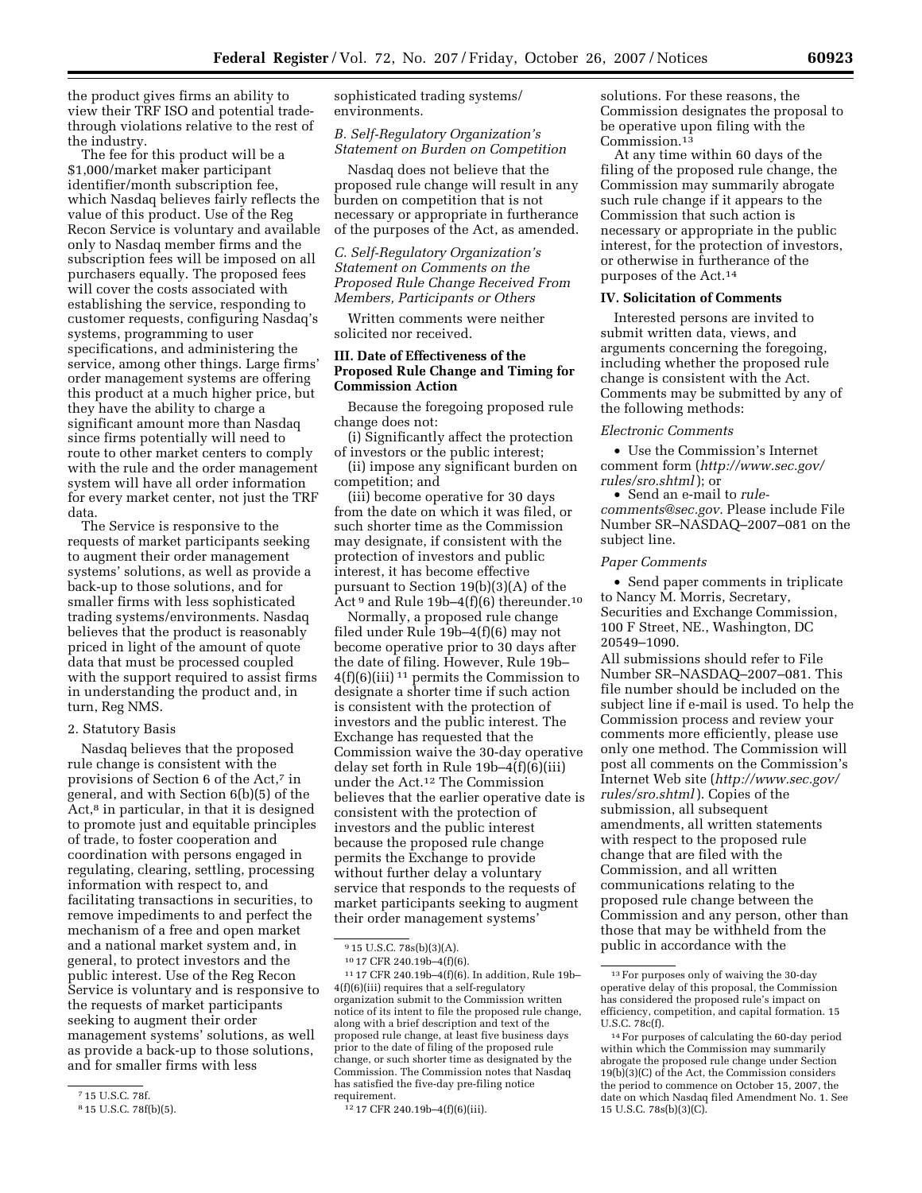the product gives firms an ability to view their TRF ISO and potential trade-through violations relative to the rest of the industry.

The fee for this product will be a $1,000/market maker participant identifier/month subscription fee, which Nasdaq believes fairly reflects the value of this product. Use of the Reg Recon Service is voluntary and available only to Nasdaq member firms and the subscription fees will be imposed on all purchasers equally. The proposed fees will cover the costs associated with establishing the service, responding to customer requests, configuring Nasdaq's systems, programming to user specifications, and administering the service, among other things. Large firms' order management systems are offering this product at a much higher price, but they have the ability to charge a significant amount more than Nasdaq since firms potentially will need to route to other market centers to comply with the rule and the order management system will have all order information for every market center, not just the TRF data.

The Service is responsive to the requests of market participants seeking to augment their order management systems' solutions, as well provide a back-up to those solutions, and for smaller firms with less sophisticated trading systems/environments. Nasdaq believes that the product is reasonably priced in light of the amount of quote data that must be processed coupled with the support required to assist firms in understanding the product and, in turn, Reg NMS.

2. Statutory Basis

Nasdaq believes that the proposed rule change is consistent with the provisions of Section 6 of the Act,[7] in general, and with Section 6(b)(5) of the Act,[8] in particular, in that it is designed to promote just and equitable principles of trade, to foster cooperation and coordination with persons engaged in regulating, clearing, settling, processing information with respect to, and facilitating transactions in securities, to remove impediments to and perfect the mechanism of a free and open market and a national market system and, in general, to protect investors and the public interest. Use of the Reg Recon Service is voluntary and is responsive to the requests of market participants seeking to augment their order management systems' solutions, as well as provide a back-up to those solutions, and for smaller firms with less sophisticated trading systems/environments.

*B. Self-Regulatory Organization's Statement on Burden on Competition*

Nasdaq does not believe that the proposed rule change will result in any burden on competition that is not necessary or appropriate in furtherance of the purposes of the Act, as amended.

*C. Self-Regulatory Organization's Statement on Comments on the Proposed Rule Change Received From Members, Participants or Others*

Written comments were neither solicited nor received.

**III. Date of Effectiveness of the Proposed Rule Change and Timing for Commission Action**

Because the foregoing proposed rule change does not:

(i) Significantly affect the protection of investors or the public interest;

(ii) impose any significant burden on competition; and

(iii) become operative for 30 days from the date on which it was filed, or such shorter time as the Commission may designate, if consistent with the protection of investors and public interest, it has become effective pursuant to Section 19(b)(3)(A) of the Act [9] and Rule 19b–4(f)(6) thereunder.[10]

Normally, a proposed rule change filed under Rule 19b–4(f)(6) may not become operative prior to 30 days after the date of filing. However, Rule 19b–4(f)(6)(iii) [11] permits the Commission to designate a shorter time if such action is consistent with the protection of investors and the public interest. The Exchange has requested that the Commission waive the 30-day operative delay set forth in Rule 19b–4(f)(6)(iii) under the Act.[12] The Commission believes that the earlier operative date is consistent with the protection of investors and the public interest because the proposed rule change permits the Exchange to provide without further delay a voluntary service that responds to the requests of market participants seeking to augment their order management systems' solutions. For these reasons, the Commission designates the proposal to be operative upon filing with the Commission.[13]

At any time within 60 days of the filing of the proposed rule change, the Commission may summarily abrogate such rule change if it appears to the Commission that such action is necessary or appropriate in the public interest, for the protection of investors, or otherwise in furtherance of the purposes of the Act.[14]

**IV. Solicitation of Comments**

Interested persons are invited to submit written data, views, and arguments concerning the foregoing, including whether the proposed rule change is consistent with the Act. Comments may be submitted by any of the following methods:

*Electronic Comments*

- Use the Commission's Internet comment form (*http://www.sec.gov/rules/sro.shtml*); or
- Send an e-mail to *rule-comments@sec.gov*. Please include File Number SR–NASDAQ–2007–081 on the subject line.

*Paper Comments*

- Send paper comments in triplicate to Nancy M. Morris, Secretary, Securities and Exchange Commission, 100 F Street, NE., Washington, DC 20549–1090.

All submissions should refer to File Number SR–NASDAQ–2007–081. This file number should be included on the subject line if e-mail is used. To help the Commission process and review your comments more efficiently, please use only one method. The Commission will post all comments on the Commission's Internet Web site (*http://www.sec.gov/rules/sro.shtml*). Copies of the submission, all subsequent amendments, all written statements with respect to the proposed rule change that are filed with the Commission, and all written communications relating to the proposed rule change between the Commission and any person, other than those that may be withheld from the public in accordance with the

---

[7] 15 U.S.C. 78f.

[8] 15 U.S.C. 78f(b)(5).

[9] 15 U.S.C. 78s(b)(3)(A).

[10] 17 CFR 240.19b–4(f)(6).

[11] 17 CFR 240.19b–4(f)(6). In addition, Rule 19b–4(f)(6)(iii) requires that a self-regulatory organization submit to the Commission written notice of its intent to file the proposed rule change, along with a brief description and text of the proposed rule change, at least five business days prior to the date of filing of the proposed rule change, or such shorter time as designated by the Commission. The Commission notes that Nasdaq has satisfied the five-day pre-filing notice requirement.

[12] 17 CFR 240.19b–4(f)(6)(iii).

[13] For purposes only of waiving the 30-day operative delay of this proposal, the Commission has considered the proposed rule's impact on efficiency, competition, and capital formation. 15 U.S.C. 78c(f).

[14] For purposes of calculating the 60-day period within which the Commission may summarily abrogate the proposed rule change under Section 19(b)(3)(C) of the Act, the Commission considers the period to commence on October 15, 2007, the date on which Nasdaq filed Amendment No. 1. See 15 U.S.C. 78s(b)(3)(C).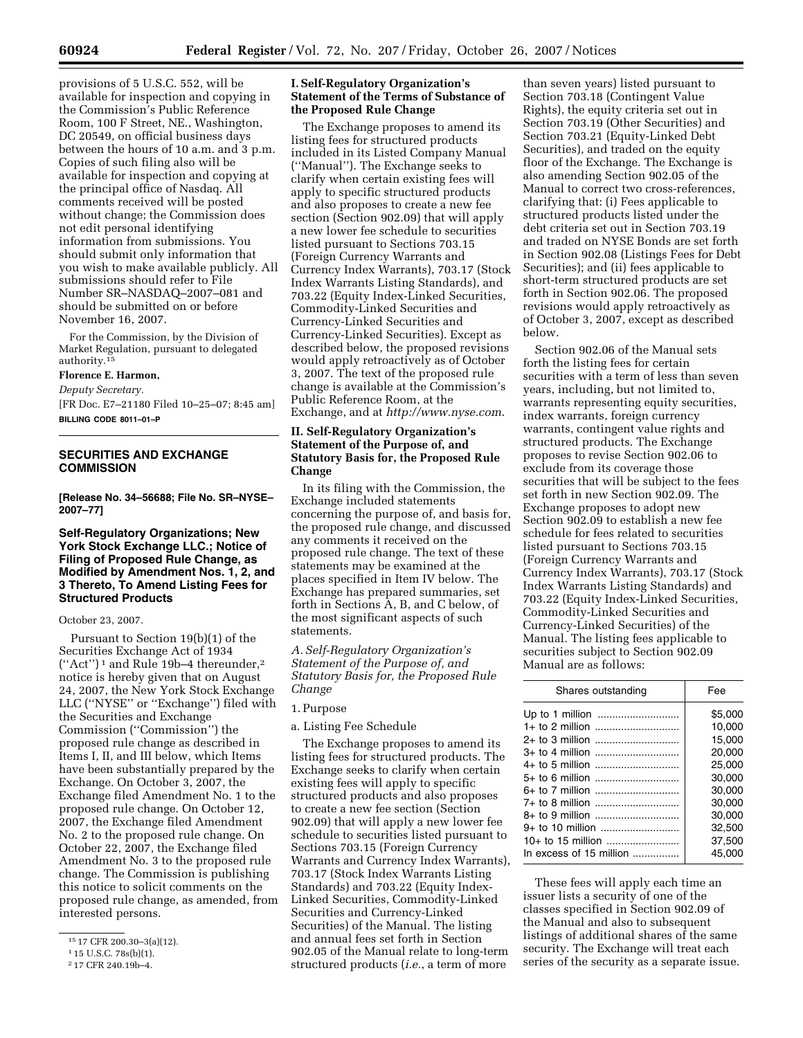provisions of 5 U.S.C. 552, will be available for inspection and copying in the Commission's Public Reference Room, 100 F Street, NE., Washington, DC 20549, on official business days between the hours of 10 a.m. and 3 p.m. Copies of such filing also will be available for inspection and copying at the principal office of Nasdaq. All comments received will be posted without change; the Commission does not edit personal identifying information from submissions. You should submit only information that you wish to make available publicly. All submissions should refer to File Number SR–NASDAQ–2007–081 and should be submitted on or before November 16, 2007.

For the Commission, by the Division of Market Regulation, pursuant to delegated authority.[15]

**Florence E. Harmon,**

*Deputy Secretary.*

[FR Doc. E7–21180 Filed 10–25–07; 8:45 am]

**BILLING CODE 8011–01–P**

---

## SECURITIES AND EXCHANGE COMMISSION

**[Release No. 34–56688; File No. SR–NYSE–2007–77]**

### Self-Regulatory Organizations; New York Stock Exchange LLC.; Notice of Filing of Proposed Rule Change, as Modified by Amendment Nos. 1, 2, and 3 Thereto, To Amend Listing Fees for Structured Products

October 23, 2007.

Pursuant to Section 19(b)(1) of the Securities Exchange Act of 1934 (''Act'')[1] and Rule 19b–4 thereunder,[2] notice is hereby given that on August 24, 2007, the New York Stock Exchange LLC (''NYSE'' or ''Exchange'') filed with the Securities and Exchange Commission (''Commission'') the proposed rule change as described in Items I, II, and III below, which Items have been substantially prepared by the Exchange. On October 3, 2007, the Exchange filed Amendment No. 1 to the proposed rule change. On October 12, 2007, the Exchange filed Amendment No. 2 to the proposed rule change. On October 22, 2007, the Exchange filed Amendment No. 3 to the proposed rule change. The Commission is publishing this notice to solicit comments on the proposed rule change, as amended, from interested persons.

#### I. Self-Regulatory Organization's Statement of the Terms of Substance of the Proposed Rule Change

The Exchange proposes to amend its listing fees for structured products included in its Listed Company Manual (''Manual''). The Exchange seeks to clarify when certain existing fees will apply to specific structured products and also proposes to create a new fee section (Section 902.09) that will apply a new lower fee schedule to securities listed pursuant to Sections 703.15 (Foreign Currency Warrants and Currency Index Warrants), 703.17 (Stock Index Warrants Listing Standards), and 703.22 (Equity Index-Linked Securities, Commodity-Linked Securities and Currency-Linked Securities). Except as described below, the proposed revisions would apply retroactively as of October 3, 2007. The text of the proposed rule change is available at the Commission's Public Reference Room, at the Exchange, and at *http://www.nyse.com.*

#### II. Self-Regulatory Organization's Statement of the Purpose of, and Statutory Basis for, the Proposed Rule Change

In its filing with the Commission, the Exchange included statements concerning the purpose of, and basis for, the proposed rule change, and discussed any comments it received on the proposed rule change. The text of these statements may be examined at the places specified in Item IV below. The Exchange has prepared summaries, set forth in Sections A, B, and C below, of the most significant aspects of such statements.

*A. Self-Regulatory Organization's Statement of the Purpose of, and Statutory Basis for, the Proposed Rule Change*

1. Purpose

a. Listing Fee Schedule

The Exchange proposes to amend its listing fees for structured products. The Exchange seeks to clarify when certain existing fees will apply to specific structured products and also proposes to create a new fee section (Section 902.09) that will apply a new lower fee schedule to securities listed pursuant to Sections 703.15 (Foreign Currency Warrants and Currency Index Warrants), 703.17 (Stock Index Warrants Listing Standards) and 703.22 (Equity Index-Linked Securities, Commodity-Linked Securities and Currency-Linked Securities) of the Manual. The listing and annual fees set forth in Section 902.05 of the Manual relate to long-term structured products (*i.e.*, a term of more than seven years) listed pursuant to Section 703.18 (Contingent Value Rights), the equity criteria set out in Section 703.19 (Other Securities) and Section 703.21 (Equity-Linked Debt Securities), and traded on the equity floor of the Exchange. The Exchange is also amending Section 902.05 of the Manual to correct two cross-references, clarifying that: (i) Fees applicable to structured products listed under the debt criteria set out in Section 703.19 and traded on NYSE Bonds are set forth in Section 902.08 (Listings Fees for Debt Securities); and (ii) fees applicable to short-term structured products are set forth in Section 902.06. The proposed revisions would apply retroactively as of October 3, 2007, except as described below.

Section 902.06 of the Manual sets forth the listing fees for certain securities with a term of less than seven years, including, but not limited to, warrants representing equity securities, index warrants, foreign currency warrants, contingent value rights and structured products. The Exchange proposes to revise Section 902.06 to exclude from its coverage those securities that will be subject to the fees set forth in new Section 902.09. The Exchange proposes to adopt new Section 902.09 to establish a new fee schedule for fees related to securities listed pursuant to Sections 703.15 (Foreign Currency Warrants and Currency Index Warrants), 703.17 (Stock Index Warrants Listing Standards) and 703.22 (Equity Index-Linked Securities, Commodity-Linked Securities and Currency-Linked Securities) of the Manual. The listing fees applicable to securities subject to Section 902.09 Manual are as follows:

| Shares outstanding | Fee |
|---|---|
| Up to 1 million | $5,000 |
| 1+ to 2 million | 10,000 |
| 2+ to 3 million | 15,000 |
| 3+ to 4 million | 20,000 |
| 4+ to 5 million | 25,000 |
| 5+ to 6 million | 30,000 |
| 6+ to 7 million | 30,000 |
| 7+ to 8 million | 30,000 |
| 8+ to 9 million | 30,000 |
| 9+ to 10 million | 32,500 |
| 10+ to 15 million | 37,500 |
| In excess of 15 million | 45,000 |

These fees will apply each time an issuer lists a security of one of the classes specified in Section 902.09 of the Manual and also to subsequent listings of additional shares of the same security. The Exchange will treat each series of the security as a separate issue.

---

[15] 17 CFR 200.30–3(a)(12).

[1] 15 U.S.C. 78s(b)(1).

[2] 17 CFR 240.19b–4.